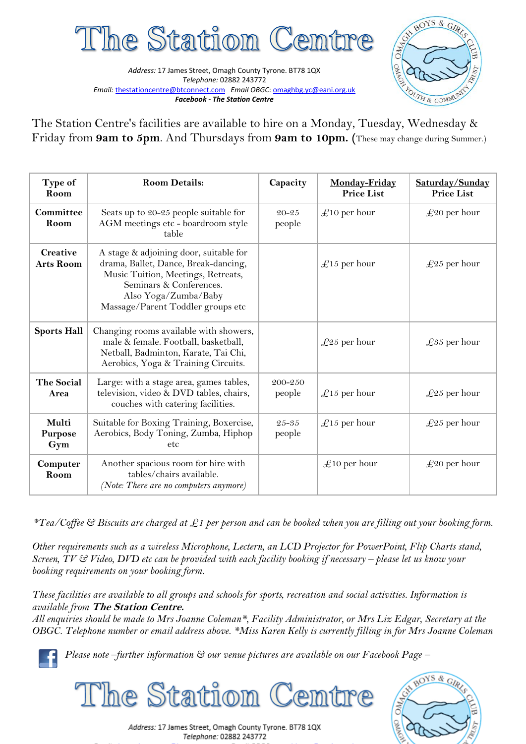# The Station Centre

*Address:* 17 James Street, Omagh County Tyrone. BT78 1QX
*Telephone:* 02882 243772
*Email:* thestationcentre@btconnect.com *Email OBGC*: omaghbg.yc@eani.org.uk
***Facebook - The Station Centre***

The Station Centre's facilities are available to hire on a Monday, Tuesday, Wednesday & Friday from **9am to 5pm**. And Thursdays from **9am to 10pm.** (These may change during Summer.)

| Type of Room | Room Details: | Capacity | Monday-Friday Price List | Saturday/Sunday Price List |
|---|---|---|---|---|
| **Committee Room** | Seats up to 20-25 people suitable for AGM meetings etc - boardroom style table | 20-25 people | £10 per hour | £20 per hour |
| **Creative Arts Room** | A stage & adjoining door, suitable for drama, Ballet, Dance, Break-dancing, Music Tuition, Meetings, Retreats, Seminars & Conferences. Also Yoga/Zumba/Baby Massage/Parent Toddler groups etc | | £15 per hour | £25 per hour |
| **Sports Hall** | Changing rooms available with showers, male & female. Football, basketball, Netball, Badminton, Karate, Tai Chi, Aerobics, Yoga & Training Circuits. | | £25 per hour | £35 per hour |
| **The Social Area** | Large: with a stage area, games tables, television, video & DVD tables, chairs, couches with catering facilities. | 200-250 people | £15 per hour | £25 per hour |
| **Multi Purpose Gym** | Suitable for Boxing Training, Boxercise, Aerobics, Body Toning, Zumba, Hiphop etc | 25-35 people | £15 per hour | £25 per hour |
| **Computer Room** | Another spacious room for hire with tables/chairs available. *(Note: There are no computers anymore)* | | £10 per hour | £20 per hour |

*\*Tea/Coffee & Biscuits are charged at £1 per person and can be booked when you are filling out your booking form.*

*Other requirements such as a wireless Microphone, Lectern, an LCD Projector for PowerPoint, Flip Charts stand, Screen, TV & Video, DVD etc can be provided with each facility booking if necessary – please let us know your booking requirements on your booking form.*

*These facilities are available to all groups and schools for sports, recreation and social activities. Information is available from* ***The Station Centre.***
*All enquiries should be made to Mrs Joanne Coleman\*, Facility Administrator, or Mrs Liz Edgar, Secretary at the OBGC. Telephone number or email address above. \*Miss Karen Kelly is currently filling in for Mrs Joanne Coleman*

*Please note –further information & our venue pictures are available on our Facebook Page –*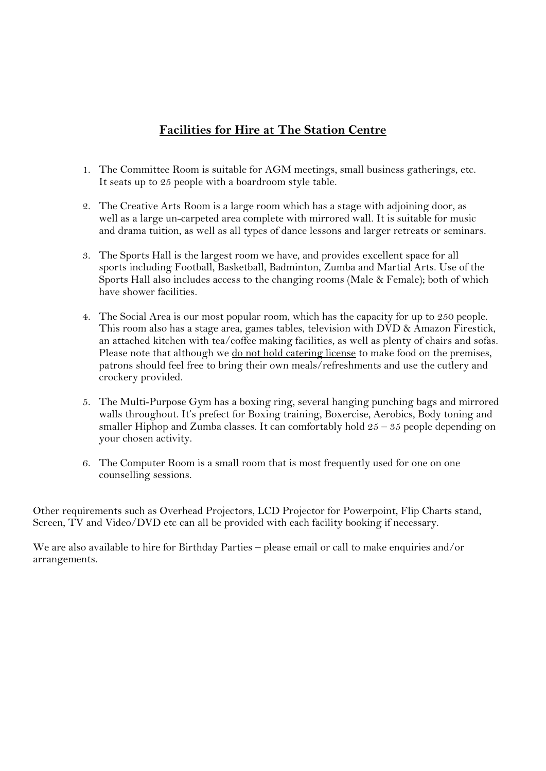## **Facilities for Hire at The Station Centre**

1. The Committee Room is suitable for AGM meetings, small business gatherings, etc. It seats up to 25 people with a boardroom style table.

2. The Creative Arts Room is a large room which has a stage with adjoining door, as well as a large un-carpeted area complete with mirrored wall. It is suitable for music and drama tuition, as well as all types of dance lessons and larger retreats or seminars.

3. The Sports Hall is the largest room we have, and provides excellent space for all sports including Football, Basketball, Badminton, Zumba and Martial Arts. Use of the Sports Hall also includes access to the changing rooms (Male & Female); both of which have shower facilities.

4. The Social Area is our most popular room, which has the capacity for up to 250 people. This room also has a stage area, games tables, television with DVD & Amazon Firestick, an attached kitchen with tea/coffee making facilities, as well as plenty of chairs and sofas. Please note that although we <u>do not hold catering license</u> to make food on the premises, patrons should feel free to bring their own meals/refreshments and use the cutlery and crockery provided.

5. The Multi-Purpose Gym has a boxing ring, several hanging punching bags and mirrored walls throughout. It's prefect for Boxing training, Boxercise, Aerobics, Body toning and smaller Hiphop and Zumba classes. It can comfortably hold 25 – 35 people depending on your chosen activity.

6. The Computer Room is a small room that is most frequently used for one on one counselling sessions.

Other requirements such as Overhead Projectors, LCD Projector for Powerpoint, Flip Charts stand, Screen, TV and Video/DVD etc can all be provided with each facility booking if necessary.

We are also available to hire for Birthday Parties – please email or call to make enquiries and/or arrangements.